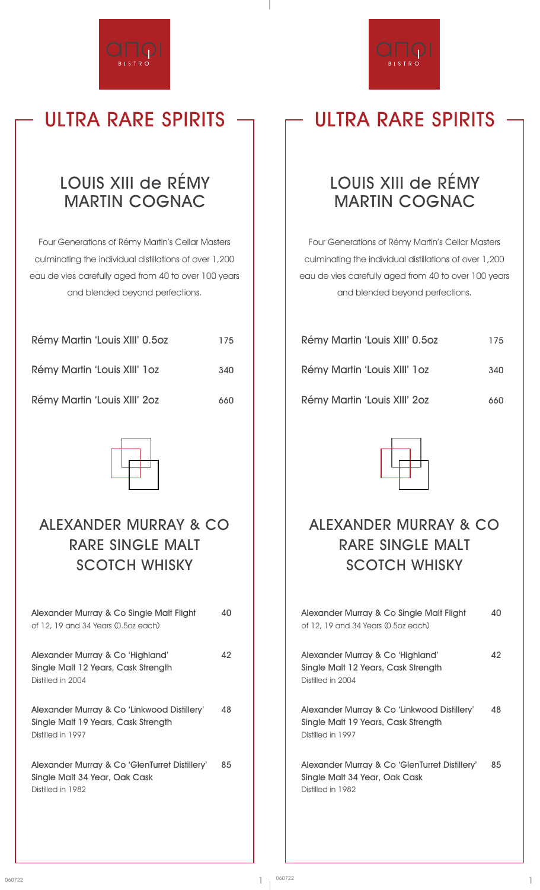# ULTRA RARE SPIRITS

## LOUIS XIII de RÉMY MARTIN COGNAC

Four Generations of Rémy Martin's Cellar Masters culminating the individual distillations of over 1,200 eau de vies carefully aged from 40 to over 100 years and blended beyond perfections.

| Item | Price |
| --- | --- |
| Rémy Martin 'Louis XIII' 0.5oz | 175 |
| Rémy Martin 'Louis XIII' 1oz | 340 |
| Rémy Martin 'Louis XIII' 2oz | 660 |

## ALEXANDER MURRAY & CO RARE SINGLE MALT SCOTCH WHISKY

| Item | Price |
| --- | --- |
| Alexander Murray & Co Single Malt Flight<br>of 12, 19 and 34 Years (0.5oz each) | 40 |
| Alexander Murray & Co 'Highland'<br>Single Malt 12 Years, Cask Strength<br>Distilled in 2004 | 42 |
| Alexander Murray & Co 'Linkwood Distillery'<br>Single Malt 19 Years, Cask Strength<br>Distilled in 1997 | 48 |
| Alexander Murray & Co 'GlenTurret Distillery'<br>Single Malt 34 Year, Oak Cask<br>Distilled in 1982 | 85 |

# ULTRA RARE SPIRITS

## LOUIS XIII de RÉMY MARTIN COGNAC

Four Generations of Rémy Martin's Cellar Masters culminating the individual distillations of over 1,200 eau de vies carefully aged from 40 to over 100 years and blended beyond perfections.

| Item | Price |
| --- | --- |
| Rémy Martin 'Louis XIII' 0.5oz | 175 |
| Rémy Martin 'Louis XIII' 1oz | 340 |
| Rémy Martin 'Louis XIII' 2oz | 660 |

## ALEXANDER MURRAY & CO RARE SINGLE MALT SCOTCH WHISKY

| Item | Price |
| --- | --- |
| Alexander Murray & Co Single Malt Flight<br>of 12, 19 and 34 Years (0.5oz each) | 40 |
| Alexander Murray & Co 'Highland'<br>Single Malt 12 Years, Cask Strength<br>Distilled in 2004 | 42 |
| Alexander Murray & Co 'Linkwood Distillery'<br>Single Malt 19 Years, Cask Strength<br>Distilled in 1997 | 48 |
| Alexander Murray & Co 'GlenTurret Distillery'<br>Single Malt 34 Year, Oak Cask<br>Distilled in 1982 | 85 |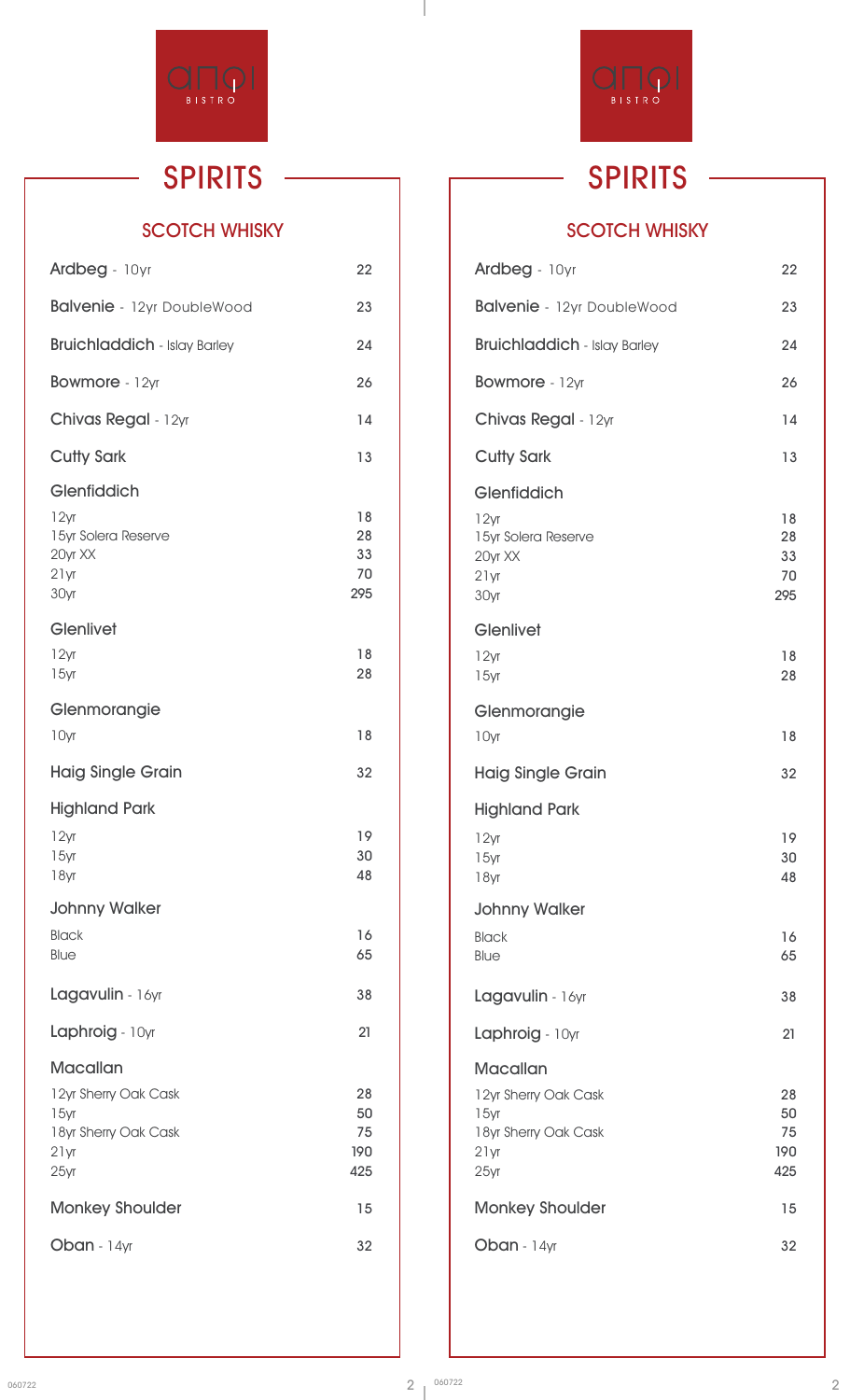# SPIRITS

## SCOTCH WHISKY

| Item | Price |
|---|---|
| **Ardbeg** - 10yr | 22 |
| **Balvenie** - 12yr DoubleWood | 23 |
| **Bruichladdich** - Islay Barley | 24 |
| **Bowmore** - 12yr | 26 |
| **Chivas Regal** - 12yr | 14 |
| **Cutty Sark** | 13 |
| **Glenfiddich** | |
| 12yr | 18 |
| 15yr Solera Reserve | 28 |
| 20yr XX | 33 |
| 21yr | 70 |
| 30yr | 295 |
| **Glenlivet** | |
| 12yr | 18 |
| 15yr | 28 |
| **Glenmorangie** | |
| 10yr | 18 |
| **Haig Single Grain** | 32 |
| **Highland Park** | |
| 12yr | 19 |
| 15yr | 30 |
| 18yr | 48 |
| **Johnny Walker** | |
| Black | 16 |
| Blue | 65 |
| **Lagavulin** - 16yr | 38 |
| **Laphroig** - 10yr | 21 |
| **Macallan** | |
| 12yr Sherry Oak Cask | 28 |
| 15yr | 50 |
| 18yr Sherry Oak Cask | 75 |
| 21yr | 190 |
| 25yr | 425 |
| **Monkey Shoulder** | 15 |
| **Oban** - 14yr | 32 |

# SPIRITS

## SCOTCH WHISKY

| Item | Price |
|---|---|
| **Ardbeg** - 10yr | 22 |
| **Balvenie** - 12yr DoubleWood | 23 |
| **Bruichladdich** - Islay Barley | 24 |
| **Bowmore** - 12yr | 26 |
| **Chivas Regal** - 12yr | 14 |
| **Cutty Sark** | 13 |
| **Glenfiddich** | |
| 12yr | 18 |
| 15yr Solera Reserve | 28 |
| 20yr XX | 33 |
| 21yr | 70 |
| 30yr | 295 |
| **Glenlivet** | |
| 12yr | 18 |
| 15yr | 28 |
| **Glenmorangie** | |
| 10yr | 18 |
| **Haig Single Grain** | 32 |
| **Highland Park** | |
| 12yr | 19 |
| 15yr | 30 |
| 18yr | 48 |
| **Johnny Walker** | |
| Black | 16 |
| Blue | 65 |
| **Lagavulin** - 16yr | 38 |
| **Laphroig** - 10yr | 21 |
| **Macallan** | |
| 12yr Sherry Oak Cask | 28 |
| 15yr | 50 |
| 18yr Sherry Oak Cask | 75 |
| 21yr | 190 |
| 25yr | 425 |
| **Monkey Shoulder** | 15 |
| **Oban** - 14yr | 32 |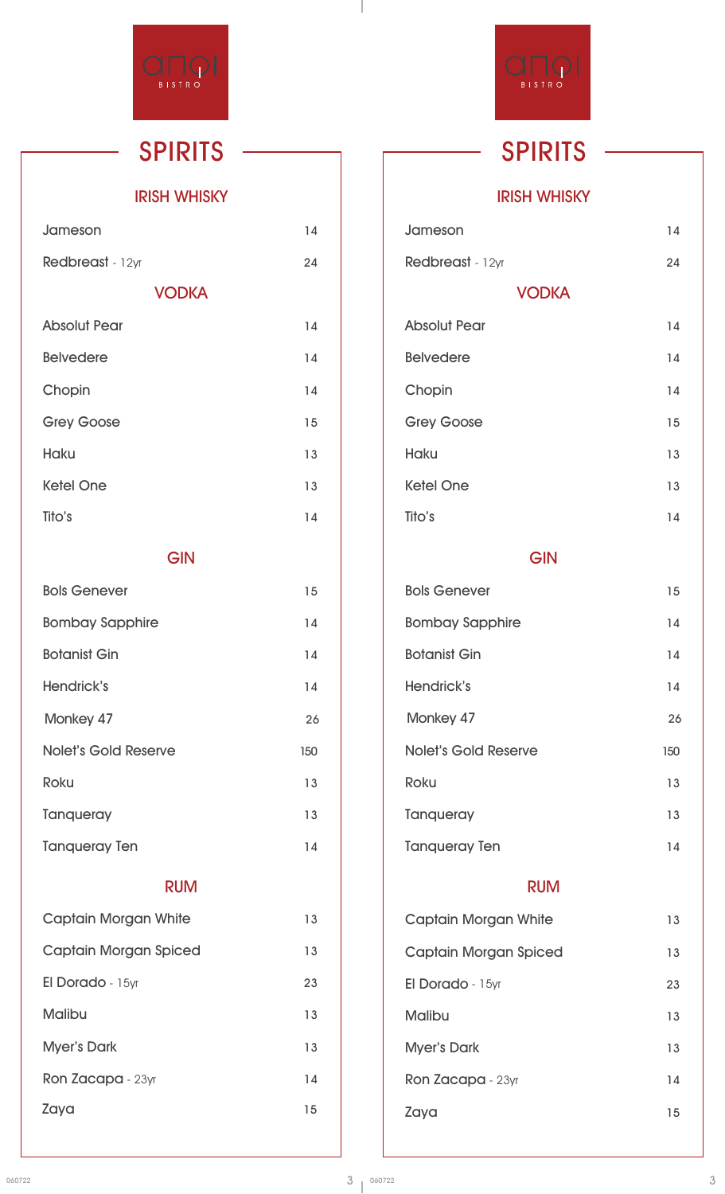anoi BISTRO

# SPIRITS

## IRISH WHISKY

| Item | Price |
|---|---|
| Jameson | 14 |
| Redbreast - 12yr | 24 |

## VODKA

| Item | Price |
|---|---|
| Absolut Pear | 14 |
| Belvedere | 14 |
| Chopin | 14 |
| Grey Goose | 15 |
| Haku | 13 |
| Ketel One | 13 |
| Tito's | 14 |

## GIN

| Item | Price |
|---|---|
| Bols Genever | 15 |
| Bombay Sapphire | 14 |
| Botanist Gin | 14 |
| Hendrick's | 14 |
| Monkey 47 | 26 |
| Nolet's Gold Reserve | 150 |
| Roku | 13 |
| Tanqueray | 13 |
| Tanqueray Ten | 14 |

## RUM

| Item | Price |
|---|---|
| Captain Morgan White | 13 |
| Captain Morgan Spiced | 13 |
| El Dorado - 15yr | 23 |
| Malibu | 13 |
| Myer's Dark | 13 |
| Ron Zacapa - 23yr | 14 |
| Zaya | 15 |

anoi BISTRO

# SPIRITS

## IRISH WHISKY

| Item | Price |
|---|---|
| Jameson | 14 |
| Redbreast - 12yr | 24 |

## VODKA

| Item | Price |
|---|---|
| Absolut Pear | 14 |
| Belvedere | 14 |
| Chopin | 14 |
| Grey Goose | 15 |
| Haku | 13 |
| Ketel One | 13 |
| Tito's | 14 |

## GIN

| Item | Price |
|---|---|
| Bols Genever | 15 |
| Bombay Sapphire | 14 |
| Botanist Gin | 14 |
| Hendrick's | 14 |
| Monkey 47 | 26 |
| Nolet's Gold Reserve | 150 |
| Roku | 13 |
| Tanqueray | 13 |
| Tanqueray Ten | 14 |

## RUM

| Item | Price |
|---|---|
| Captain Morgan White | 13 |
| Captain Morgan Spiced | 13 |
| El Dorado - 15yr | 23 |
| Malibu | 13 |
| Myer's Dark | 13 |
| Ron Zacapa - 23yr | 14 |
| Zaya | 15 |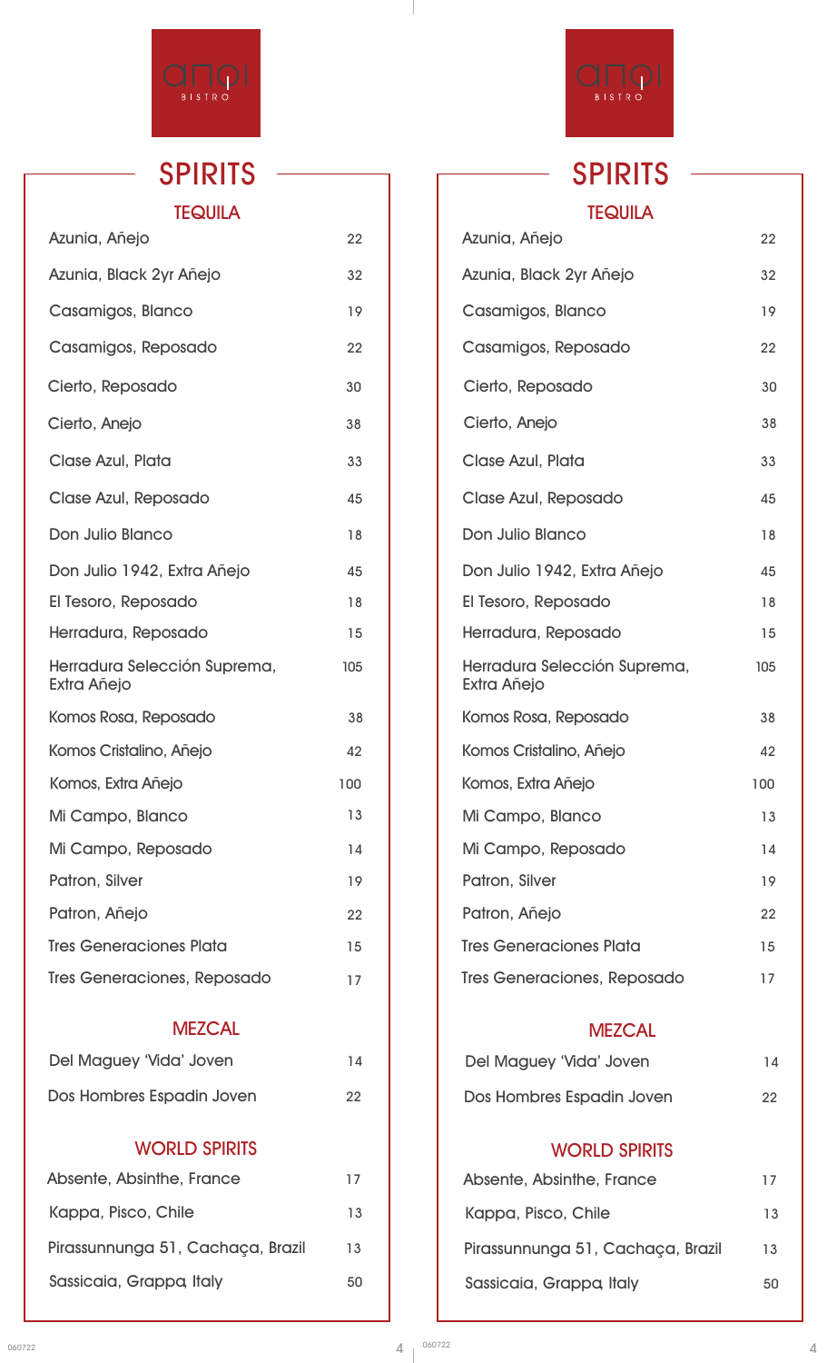# SPIRITS

## TEQUILA

| Item | Price |
|---|---|
| Azunia, Añejo | 22 |
| Azunia, Black 2yr Añejo | 32 |
| Casamigos, Blanco | 19 |
| Casamigos, Reposado | 22 |
| Cierto, Reposado | 30 |
| Cierto, Anejo | 38 |
| Clase Azul, Plata | 33 |
| Clase Azul, Reposado | 45 |
| Don Julio Blanco | 18 |
| Don Julio 1942, Extra Añejo | 45 |
| El Tesoro, Reposado | 18 |
| Herradura, Reposado | 15 |
| Herradura Selección Suprema, Extra Añejo | 105 |
| Komos Rosa, Reposado | 38 |
| Komos Cristalino, Añejo | 42 |
| Komos, Extra Añejo | 100 |
| Mi Campo, Blanco | 13 |
| Mi Campo, Reposado | 14 |
| Patron, Silver | 19 |
| Patron, Añejo | 22 |
| Tres Generaciones Plata | 15 |
| Tres Generaciones, Reposado | 17 |

## MEZCAL

| Item | Price |
|---|---|
| Del Maguey 'Vida' Joven | 14 |
| Dos Hombres Espadin Joven | 22 |

## WORLD SPIRITS

| Item | Price |
|---|---|
| Absente, Absinthe, France | 17 |
| Kappa, Pisco, Chile | 13 |
| Pirassunnunga 51, Cachaça, Brazil | 13 |
| Sassicaia, Grappa, Italy | 50 |

# SPIRITS

## TEQUILA

| Item | Price |
|---|---|
| Azunia, Añejo | 22 |
| Azunia, Black 2yr Añejo | 32 |
| Casamigos, Blanco | 19 |
| Casamigos, Reposado | 22 |
| Cierto, Reposado | 30 |
| Cierto, Anejo | 38 |
| Clase Azul, Plata | 33 |
| Clase Azul, Reposado | 45 |
| Don Julio Blanco | 18 |
| Don Julio 1942, Extra Añejo | 45 |
| El Tesoro, Reposado | 18 |
| Herradura, Reposado | 15 |
| Herradura Selección Suprema, Extra Añejo | 105 |
| Komos Rosa, Reposado | 38 |
| Komos Cristalino, Añejo | 42 |
| Komos, Extra Añejo | 100 |
| Mi Campo, Blanco | 13 |
| Mi Campo, Reposado | 14 |
| Patron, Silver | 19 |
| Patron, Añejo | 22 |
| Tres Generaciones Plata | 15 |
| Tres Generaciones, Reposado | 17 |

## MEZCAL

| Item | Price |
|---|---|
| Del Maguey 'Vida' Joven | 14 |
| Dos Hombres Espadin Joven | 22 |

## WORLD SPIRITS

| Item | Price |
|---|---|
| Absente, Absinthe, France | 17 |
| Kappa, Pisco, Chile | 13 |
| Pirassunnunga 51, Cachaça, Brazil | 13 |
| Sassicaia, Grappa, Italy | 50 |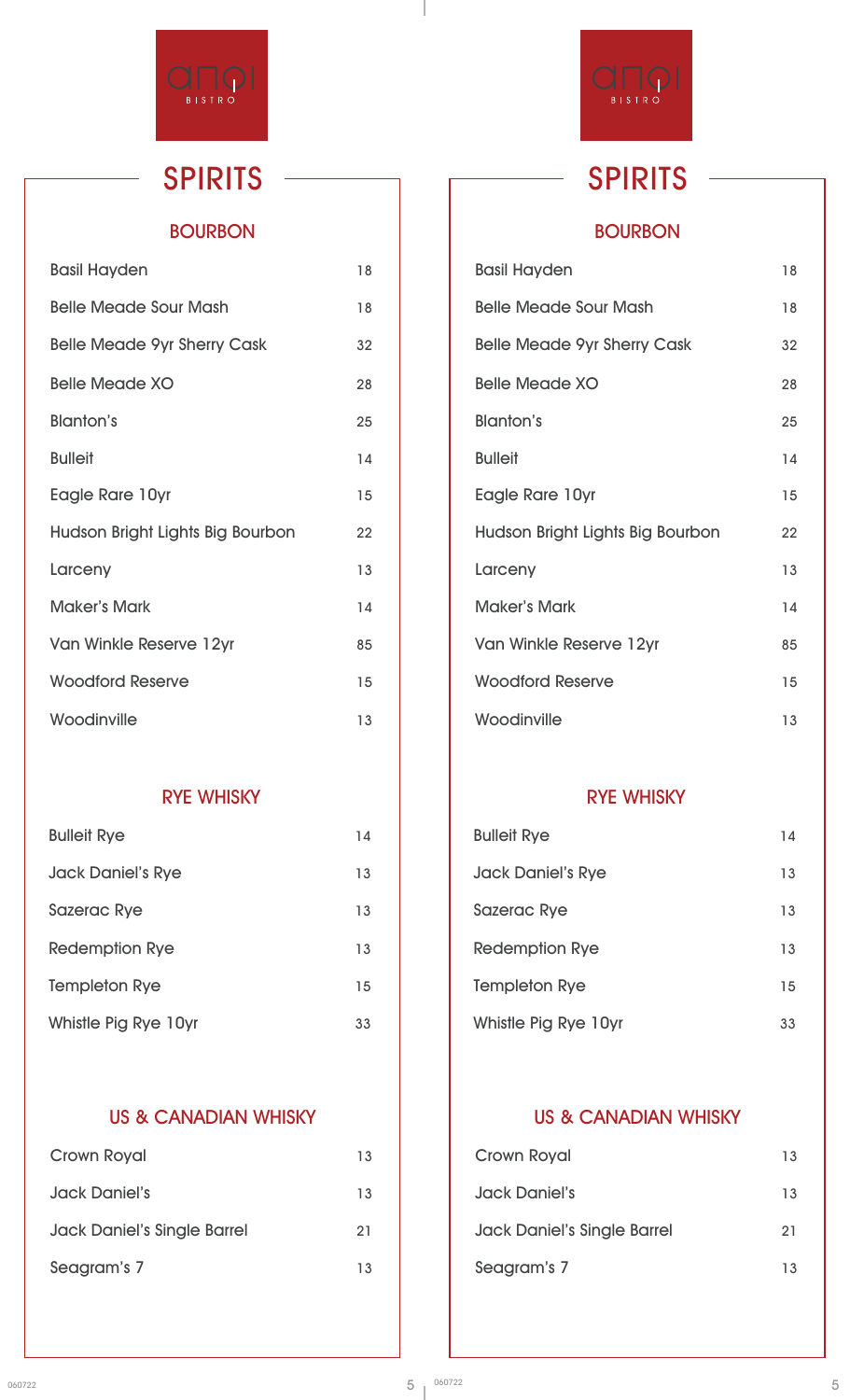# SPIRITS

## BOURBON

| | |
|---|---|
| Basil Hayden | 18 |
| Belle Meade Sour Mash | 18 |
| Belle Meade 9yr Sherry Cask | 32 |
| Belle Meade XO | 28 |
| Blanton's | 25 |
| Bulleit | 14 |
| Eagle Rare 10yr | 15 |
| Hudson Bright Lights Big Bourbon | 22 |
| Larceny | 13 |
| Maker's Mark | 14 |
| Van Winkle Reserve 12yr | 85 |
| Woodford Reserve | 15 |
| Woodinville | 13 |

## RYE WHISKY

| | |
|---|---|
| Bulleit Rye | 14 |
| Jack Daniel's Rye | 13 |
| Sazerac Rye | 13 |
| Redemption Rye | 13 |
| Templeton Rye | 15 |
| Whistle Pig Rye 10yr | 33 |

## US & CANADIAN WHISKY

| | |
|---|---|
| Crown Royal | 13 |
| Jack Daniel's | 13 |
| Jack Daniel's Single Barrel | 21 |
| Seagram's 7 | 13 |

# SPIRITS

## BOURBON

| | |
|---|---|
| Basil Hayden | 18 |
| Belle Meade Sour Mash | 18 |
| Belle Meade 9yr Sherry Cask | 32 |
| Belle Meade XO | 28 |
| Blanton's | 25 |
| Bulleit | 14 |
| Eagle Rare 10yr | 15 |
| Hudson Bright Lights Big Bourbon | 22 |
| Larceny | 13 |
| Maker's Mark | 14 |
| Van Winkle Reserve 12yr | 85 |
| Woodford Reserve | 15 |
| Woodinville | 13 |

## RYE WHISKY

| | |
|---|---|
| Bulleit Rye | 14 |
| Jack Daniel's Rye | 13 |
| Sazerac Rye | 13 |
| Redemption Rye | 13 |
| Templeton Rye | 15 |
| Whistle Pig Rye 10yr | 33 |

## US & CANADIAN WHISKY

| | |
|---|---|
| Crown Royal | 13 |
| Jack Daniel's | 13 |
| Jack Daniel's Single Barrel | 21 |
| Seagram's 7 | 13 |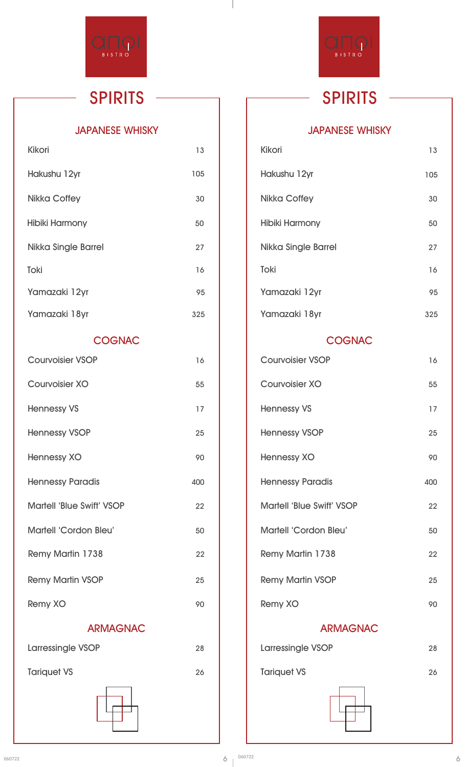# SPIRITS

## JAPANESE WHISKY

| | |
|---|---|
| Kikori | 13 |
| Hakushu 12yr | 105 |
| Nikka Coffey | 30 |
| Hibiki Harmony | 50 |
| Nikka Single Barrel | 27 |
| Toki | 16 |
| Yamazaki 12yr | 95 |
| Yamazaki 18yr | 325 |

## COGNAC

| | |
|---|---|
| Courvoisier VSOP | 16 |
| Courvoisier XO | 55 |
| Hennessy VS | 17 |
| Hennessy VSOP | 25 |
| Hennessy XO | 90 |
| Hennessy Paradis | 400 |
| Martell 'Blue Swift' VSOP | 22 |
| Martell 'Cordon Bleu' | 50 |
| Remy Martin 1738 | 22 |
| Remy Martin VSOP | 25 |
| Remy XO | 90 |

## ARMAGNAC

| | |
|---|---|
| Larressingle VSOP | 28 |
| Tariquet VS | 26 |

# SPIRITS

## JAPANESE WHISKY

| | |
|---|---|
| Kikori | 13 |
| Hakushu 12yr | 105 |
| Nikka Coffey | 30 |
| Hibiki Harmony | 50 |
| Nikka Single Barrel | 27 |
| Toki | 16 |
| Yamazaki 12yr | 95 |
| Yamazaki 18yr | 325 |

## COGNAC

| | |
|---|---|
| Courvoisier VSOP | 16 |
| Courvoisier XO | 55 |
| Hennessy VS | 17 |
| Hennessy VSOP | 25 |
| Hennessy XO | 90 |
| Hennessy Paradis | 400 |
| Martell 'Blue Swift' VSOP | 22 |
| Martell 'Cordon Bleu' | 50 |
| Remy Martin 1738 | 22 |
| Remy Martin VSOP | 25 |
| Remy XO | 90 |

## ARMAGNAC

| | |
|---|---|
| Larressingle VSOP | 28 |
| Tariquet VS | 26 |